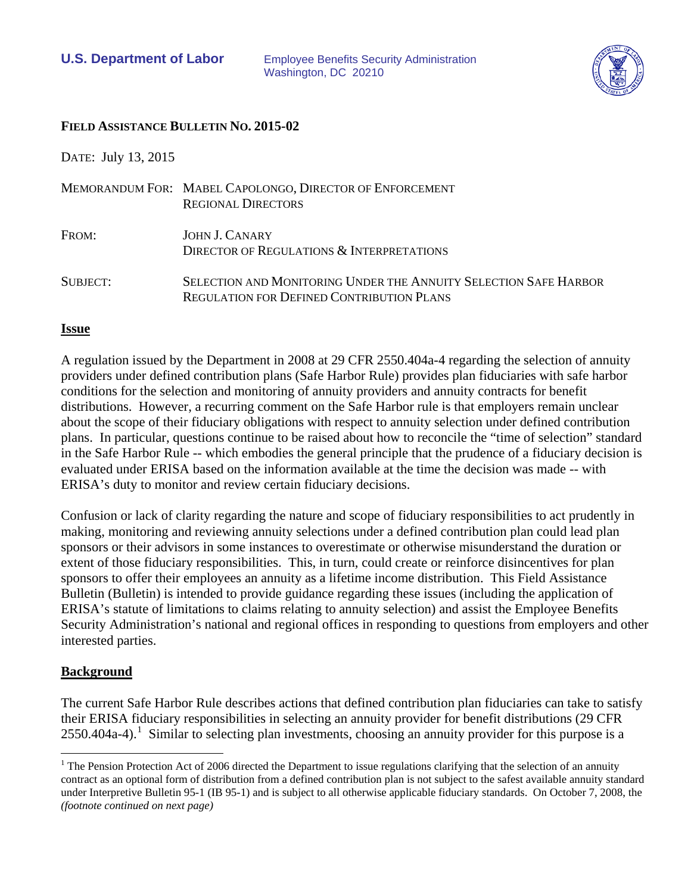**U.S. Department of Labor**

Employee Benefits Security Administration
Washington, DC 20210

**FIELD ASSISTANCE BULLETIN NO. 2015-02**

DATE: July 13, 2015

MEMORANDUM FOR: MABEL CAPOLONGO, DIRECTOR OF ENFORCEMENT
REGIONAL DIRECTORS

FROM: JOHN J. CANARY
DIRECTOR OF REGULATIONS & INTERPRETATIONS

SUBJECT: SELECTION AND MONITORING UNDER THE ANNUITY SELECTION SAFE HARBOR REGULATION FOR DEFINED CONTRIBUTION PLANS

## Issue

A regulation issued by the Department in 2008 at 29 CFR 2550.404a-4 regarding the selection of annuity providers under defined contribution plans (Safe Harbor Rule) provides plan fiduciaries with safe harbor conditions for the selection and monitoring of annuity providers and annuity contracts for benefit distributions. However, a recurring comment on the Safe Harbor rule is that employers remain unclear about the scope of their fiduciary obligations with respect to annuity selection under defined contribution plans. In particular, questions continue to be raised about how to reconcile the "time of selection" standard in the Safe Harbor Rule -- which embodies the general principle that the prudence of a fiduciary decision is evaluated under ERISA based on the information available at the time the decision was made -- with ERISA's duty to monitor and review certain fiduciary decisions.

Confusion or lack of clarity regarding the nature and scope of fiduciary responsibilities to act prudently in making, monitoring and reviewing annuity selections under a defined contribution plan could lead plan sponsors or their advisors in some instances to overestimate or otherwise misunderstand the duration or extent of those fiduciary responsibilities. This, in turn, could create or reinforce disincentives for plan sponsors to offer their employees an annuity as a lifetime income distribution. This Field Assistance Bulletin (Bulletin) is intended to provide guidance regarding these issues (including the application of ERISA's statute of limitations to claims relating to annuity selection) and assist the Employee Benefits Security Administration's national and regional offices in responding to questions from employers and other interested parties.

## Background

The current Safe Harbor Rule describes actions that defined contribution plan fiduciaries can take to satisfy their ERISA fiduciary responsibilities in selecting an annuity provider for benefit distributions (29 CFR 2550.404a-4).[1] Similar to selecting plan investments, choosing an annuity provider for this purpose is a

[1] The Pension Protection Act of 2006 directed the Department to issue regulations clarifying that the selection of an annuity contract as an optional form of distribution from a defined contribution plan is not subject to the safest available annuity standard under Interpretive Bulletin 95-1 (IB 95-1) and is subject to all otherwise applicable fiduciary standards. On October 7, 2008, the *(footnote continued on next page)*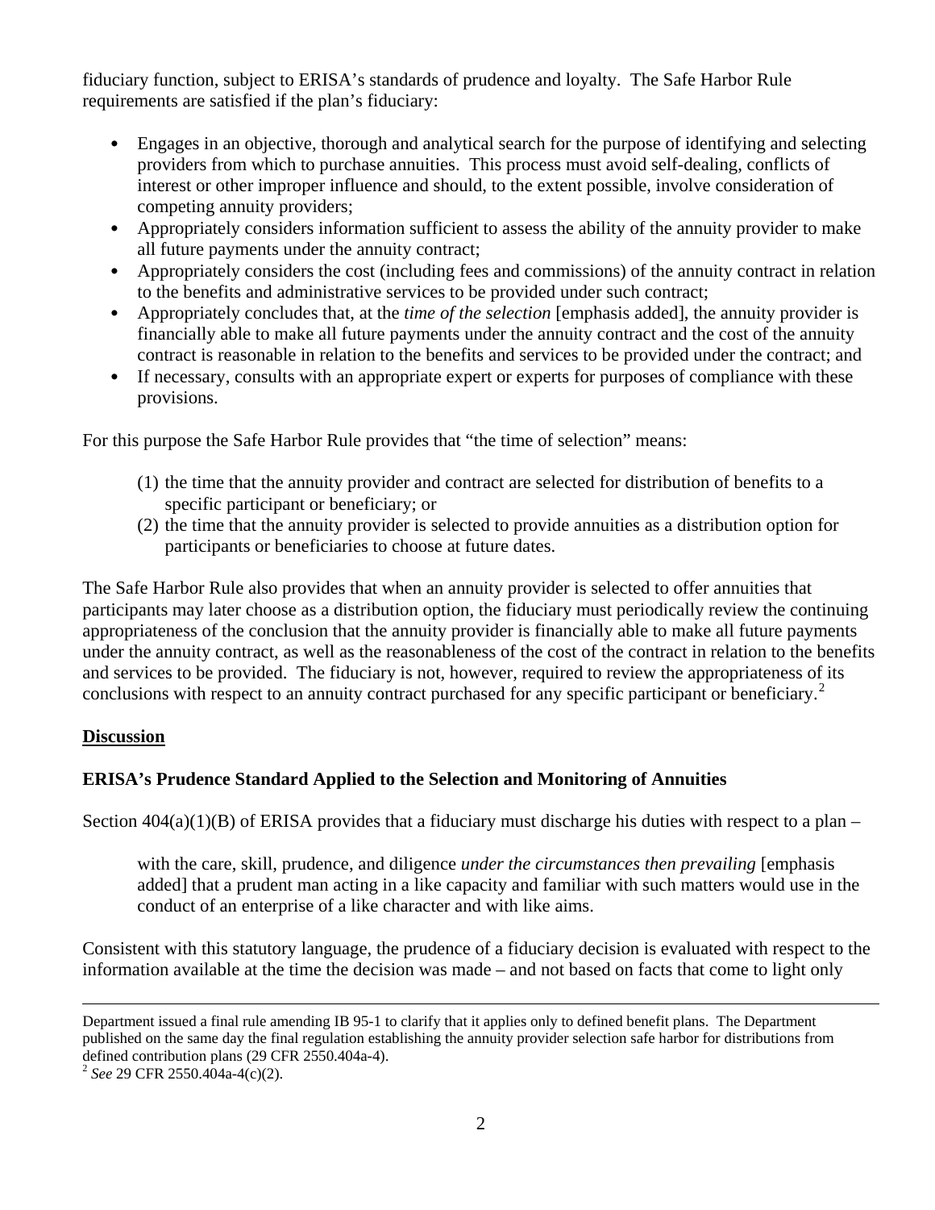fiduciary function, subject to ERISA's standards of prudence and loyalty. The Safe Harbor Rule requirements are satisfied if the plan's fiduciary:

- Engages in an objective, thorough and analytical search for the purpose of identifying and selecting providers from which to purchase annuities. This process must avoid self-dealing, conflicts of interest or other improper influence and should, to the extent possible, involve consideration of competing annuity providers;
- Appropriately considers information sufficient to assess the ability of the annuity provider to make all future payments under the annuity contract;
- Appropriately considers the cost (including fees and commissions) of the annuity contract in relation to the benefits and administrative services to be provided under such contract;
- Appropriately concludes that, at the *time of the selection* [emphasis added], the annuity provider is financially able to make all future payments under the annuity contract and the cost of the annuity contract is reasonable in relation to the benefits and services to be provided under the contract; and
- If necessary, consults with an appropriate expert or experts for purposes of compliance with these provisions.

For this purpose the Safe Harbor Rule provides that "the time of selection" means:

> (1) the time that the annuity provider and contract are selected for distribution of benefits to a specific participant or beneficiary; or
> (2) the time that the annuity provider is selected to provide annuities as a distribution option for participants or beneficiaries to choose at future dates.

The Safe Harbor Rule also provides that when an annuity provider is selected to offer annuities that participants may later choose as a distribution option, the fiduciary must periodically review the continuing appropriateness of the conclusion that the annuity provider is financially able to make all future payments under the annuity contract, as well as the reasonableness of the cost of the contract in relation to the benefits and services to be provided. The fiduciary is not, however, required to review the appropriateness of its conclusions with respect to an annuity contract purchased for any specific participant or beneficiary.[2]

## Discussion

### ERISA's Prudence Standard Applied to the Selection and Monitoring of Annuities

Section 404(a)(1)(B) of ERISA provides that a fiduciary must discharge his duties with respect to a plan –

> with the care, skill, prudence, and diligence *under the circumstances then prevailing* [emphasis added] that a prudent man acting in a like capacity and familiar with such matters would use in the conduct of an enterprise of a like character and with like aims.

Consistent with this statutory language, the prudence of a fiduciary decision is evaluated with respect to the information available at the time the decision was made – and not based on facts that come to light only

---

Department issued a final rule amending IB 95-1 to clarify that it applies only to defined benefit plans. The Department published on the same day the final regulation establishing the annuity provider selection safe harbor for distributions from defined contribution plans (29 CFR 2550.404a-4).

[2] *See* 29 CFR 2550.404a-4(c)(2).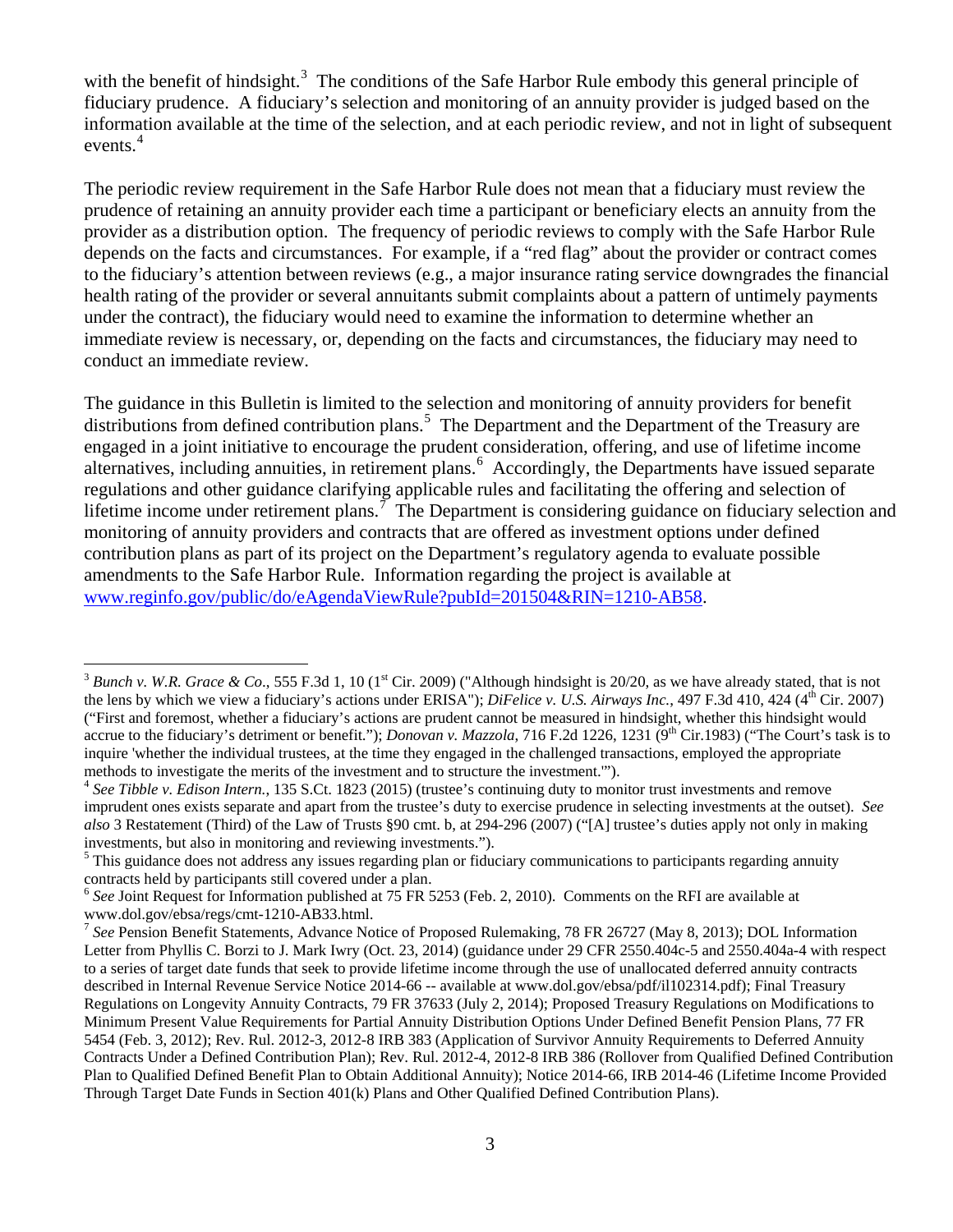with the benefit of hindsight.[3] The conditions of the Safe Harbor Rule embody this general principle of fiduciary prudence. A fiduciary's selection and monitoring of an annuity provider is judged based on the information available at the time of the selection, and at each periodic review, and not in light of subsequent events.[4]

The periodic review requirement in the Safe Harbor Rule does not mean that a fiduciary must review the prudence of retaining an annuity provider each time a participant or beneficiary elects an annuity from the provider as a distribution option. The frequency of periodic reviews to comply with the Safe Harbor Rule depends on the facts and circumstances. For example, if a "red flag" about the provider or contract comes to the fiduciary's attention between reviews (e.g., a major insurance rating service downgrades the financial health rating of the provider or several annuitants submit complaints about a pattern of untimely payments under the contract), the fiduciary would need to examine the information to determine whether an immediate review is necessary, or, depending on the facts and circumstances, the fiduciary may need to conduct an immediate review.

The guidance in this Bulletin is limited to the selection and monitoring of annuity providers for benefit distributions from defined contribution plans.[5] The Department and the Department of the Treasury are engaged in a joint initiative to encourage the prudent consideration, offering, and use of lifetime income alternatives, including annuities, in retirement plans.[6] Accordingly, the Departments have issued separate regulations and other guidance clarifying applicable rules and facilitating the offering and selection of lifetime income under retirement plans.[7] The Department is considering guidance on fiduciary selection and monitoring of annuity providers and contracts that are offered as investment options under defined contribution plans as part of its project on the Department's regulatory agenda to evaluate possible amendments to the Safe Harbor Rule. Information regarding the project is available at www.reginfo.gov/public/do/eAgendaViewRule?pubId=201504&RIN=1210-AB58.

---

[3] *Bunch v. W.R. Grace & Co*., 555 F.3d 1, 10 (1st Cir. 2009) ("Although hindsight is 20/20, as we have already stated, that is not the lens by which we view a fiduciary's actions under ERISA"); *DiFelice v. U.S. Airways Inc.*, 497 F.3d 410, 424 (4th Cir. 2007) ("First and foremost, whether a fiduciary's actions are prudent cannot be measured in hindsight, whether this hindsight would accrue to the fiduciary's detriment or benefit."); *Donovan v. Mazzola*, 716 F.2d 1226, 1231 (9th Cir.1983) ("The Court's task is to inquire 'whether the individual trustees, at the time they engaged in the challenged transactions, employed the appropriate methods to investigate the merits of the investment and to structure the investment.'").

[4] *See Tibble v. Edison Intern.*, 135 S.Ct. 1823 (2015) (trustee's continuing duty to monitor trust investments and remove imprudent ones exists separate and apart from the trustee's duty to exercise prudence in selecting investments at the outset). *See also* 3 Restatement (Third) of the Law of Trusts §90 cmt. b, at 294-296 (2007) ("[A] trustee's duties apply not only in making investments, but also in monitoring and reviewing investments.").

[5] This guidance does not address any issues regarding plan or fiduciary communications to participants regarding annuity contracts held by participants still covered under a plan.

[6] *See* Joint Request for Information published at 75 FR 5253 (Feb. 2, 2010). Comments on the RFI are available at www.dol.gov/ebsa/regs/cmt-1210-AB33.html.

[7] *See* Pension Benefit Statements, Advance Notice of Proposed Rulemaking, 78 FR 26727 (May 8, 2013); DOL Information Letter from Phyllis C. Borzi to J. Mark Iwry (Oct. 23, 2014) (guidance under 29 CFR 2550.404c-5 and 2550.404a-4 with respect to a series of target date funds that seek to provide lifetime income through the use of unallocated deferred annuity contracts described in Internal Revenue Service Notice 2014-66 -- available at www.dol.gov/ebsa/pdf/il102314.pdf); Final Treasury Regulations on Longevity Annuity Contracts, 79 FR 37633 (July 2, 2014); Proposed Treasury Regulations on Modifications to Minimum Present Value Requirements for Partial Annuity Distribution Options Under Defined Benefit Pension Plans, 77 FR 5454 (Feb. 3, 2012); Rev. Rul. 2012-3, 2012-8 IRB 383 (Application of Survivor Annuity Requirements to Deferred Annuity Contracts Under a Defined Contribution Plan); Rev. Rul. 2012-4, 2012-8 IRB 386 (Rollover from Qualified Defined Contribution Plan to Qualified Defined Benefit Plan to Obtain Additional Annuity); Notice 2014-66, IRB 2014-46 (Lifetime Income Provided Through Target Date Funds in Section 401(k) Plans and Other Qualified Defined Contribution Plans).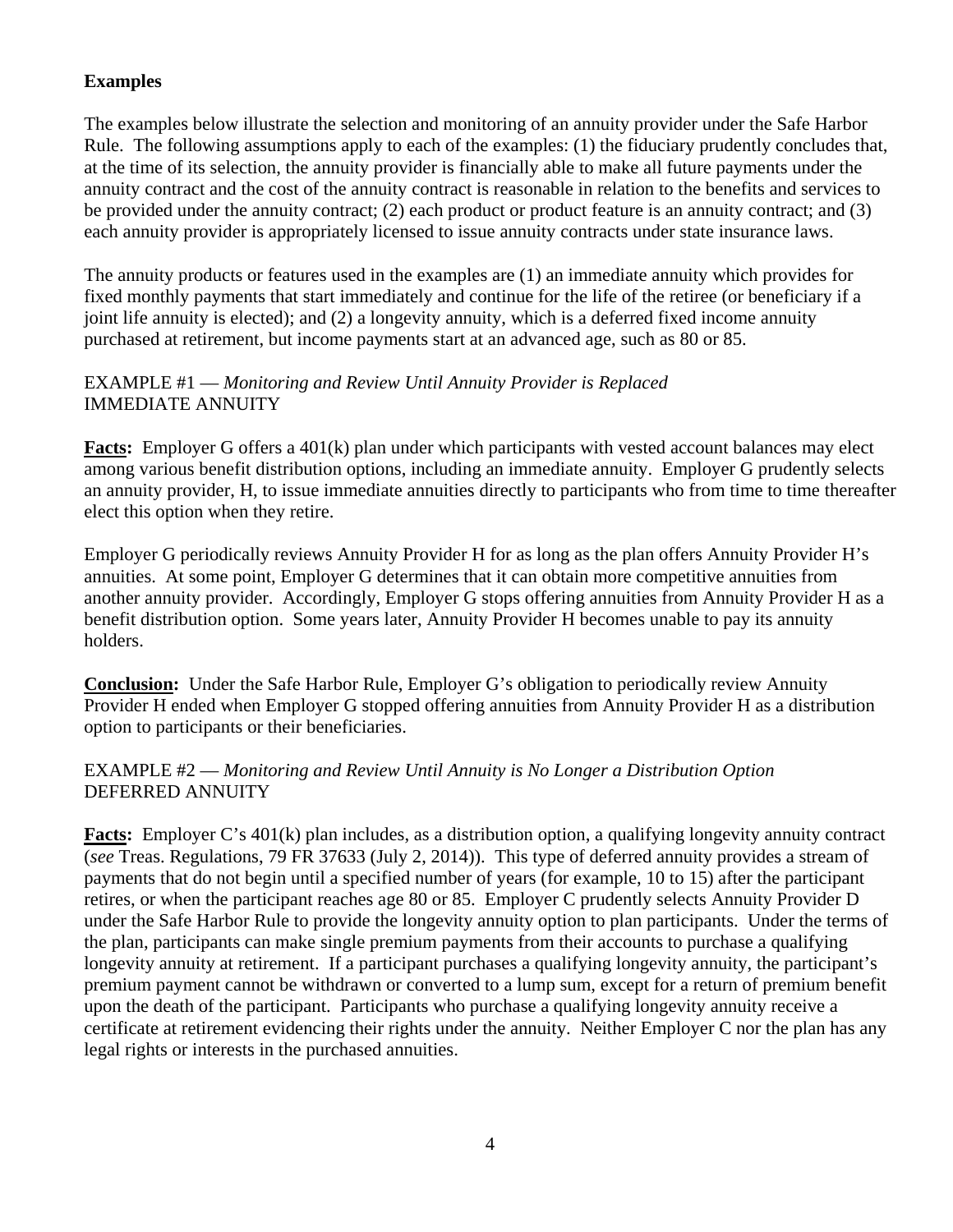**Examples**

The examples below illustrate the selection and monitoring of an annuity provider under the Safe Harbor Rule. The following assumptions apply to each of the examples: (1) the fiduciary prudently concludes that, at the time of its selection, the annuity provider is financially able to make all future payments under the annuity contract and the cost of the annuity contract is reasonable in relation to the benefits and services to be provided under the annuity contract; (2) each product or product feature is an annuity contract; and (3) each annuity provider is appropriately licensed to issue annuity contracts under state insurance laws.

The annuity products or features used in the examples are (1) an immediate annuity which provides for fixed monthly payments that start immediately and continue for the life of the retiree (or beneficiary if a joint life annuity is elected); and (2) a longevity annuity, which is a deferred fixed income annuity purchased at retirement, but income payments start at an advanced age, such as 80 or 85.

EXAMPLE #1 — *Monitoring and Review Until Annuity Provider is Replaced*
IMMEDIATE ANNUITY

**Facts:** Employer G offers a 401(k) plan under which participants with vested account balances may elect among various benefit distribution options, including an immediate annuity. Employer G prudently selects an annuity provider, H, to issue immediate annuities directly to participants who from time to time thereafter elect this option when they retire.

Employer G periodically reviews Annuity Provider H for as long as the plan offers Annuity Provider H's annuities. At some point, Employer G determines that it can obtain more competitive annuities from another annuity provider. Accordingly, Employer G stops offering annuities from Annuity Provider H as a benefit distribution option. Some years later, Annuity Provider H becomes unable to pay its annuity holders.

**Conclusion:** Under the Safe Harbor Rule, Employer G's obligation to periodically review Annuity Provider H ended when Employer G stopped offering annuities from Annuity Provider H as a distribution option to participants or their beneficiaries.

EXAMPLE #2 — *Monitoring and Review Until Annuity is No Longer a Distribution Option*
DEFERRED ANNUITY

**Facts:** Employer C's 401(k) plan includes, as a distribution option, a qualifying longevity annuity contract (*see* Treas. Regulations, 79 FR 37633 (July 2, 2014)). This type of deferred annuity provides a stream of payments that do not begin until a specified number of years (for example, 10 to 15) after the participant retires, or when the participant reaches age 80 or 85. Employer C prudently selects Annuity Provider D under the Safe Harbor Rule to provide the longevity annuity option to plan participants. Under the terms of the plan, participants can make single premium payments from their accounts to purchase a qualifying longevity annuity at retirement. If a participant purchases a qualifying longevity annuity, the participant's premium payment cannot be withdrawn or converted to a lump sum, except for a return of premium benefit upon the death of the participant. Participants who purchase a qualifying longevity annuity receive a certificate at retirement evidencing their rights under the annuity. Neither Employer C nor the plan has any legal rights or interests in the purchased annuities.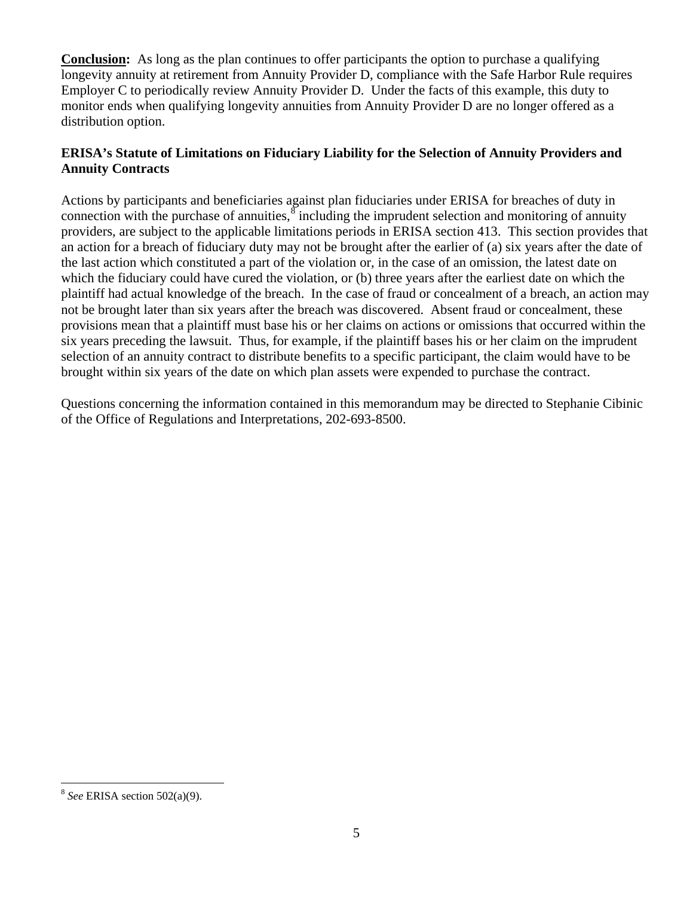**Conclusion:** As long as the plan continues to offer participants the option to purchase a qualifying longevity annuity at retirement from Annuity Provider D, compliance with the Safe Harbor Rule requires Employer C to periodically review Annuity Provider D. Under the facts of this example, this duty to monitor ends when qualifying longevity annuities from Annuity Provider D are no longer offered as a distribution option.

**ERISA's Statute of Limitations on Fiduciary Liability for the Selection of Annuity Providers and Annuity Contracts**

Actions by participants and beneficiaries against plan fiduciaries under ERISA for breaches of duty in connection with the purchase of annuities,[8] including the imprudent selection and monitoring of annuity providers, are subject to the applicable limitations periods in ERISA section 413. This section provides that an action for a breach of fiduciary duty may not be brought after the earlier of (a) six years after the date of the last action which constituted a part of the violation or, in the case of an omission, the latest date on which the fiduciary could have cured the violation, or (b) three years after the earliest date on which the plaintiff had actual knowledge of the breach. In the case of fraud or concealment of a breach, an action may not be brought later than six years after the breach was discovered. Absent fraud or concealment, these provisions mean that a plaintiff must base his or her claims on actions or omissions that occurred within the six years preceding the lawsuit. Thus, for example, if the plaintiff bases his or her claim on the imprudent selection of an annuity contract to distribute benefits to a specific participant, the claim would have to be brought within six years of the date on which plan assets were expended to purchase the contract.

Questions concerning the information contained in this memorandum may be directed to Stephanie Cibinic of the Office of Regulations and Interpretations, 202-693-8500.

---

[8] *See* ERISA section 502(a)(9).